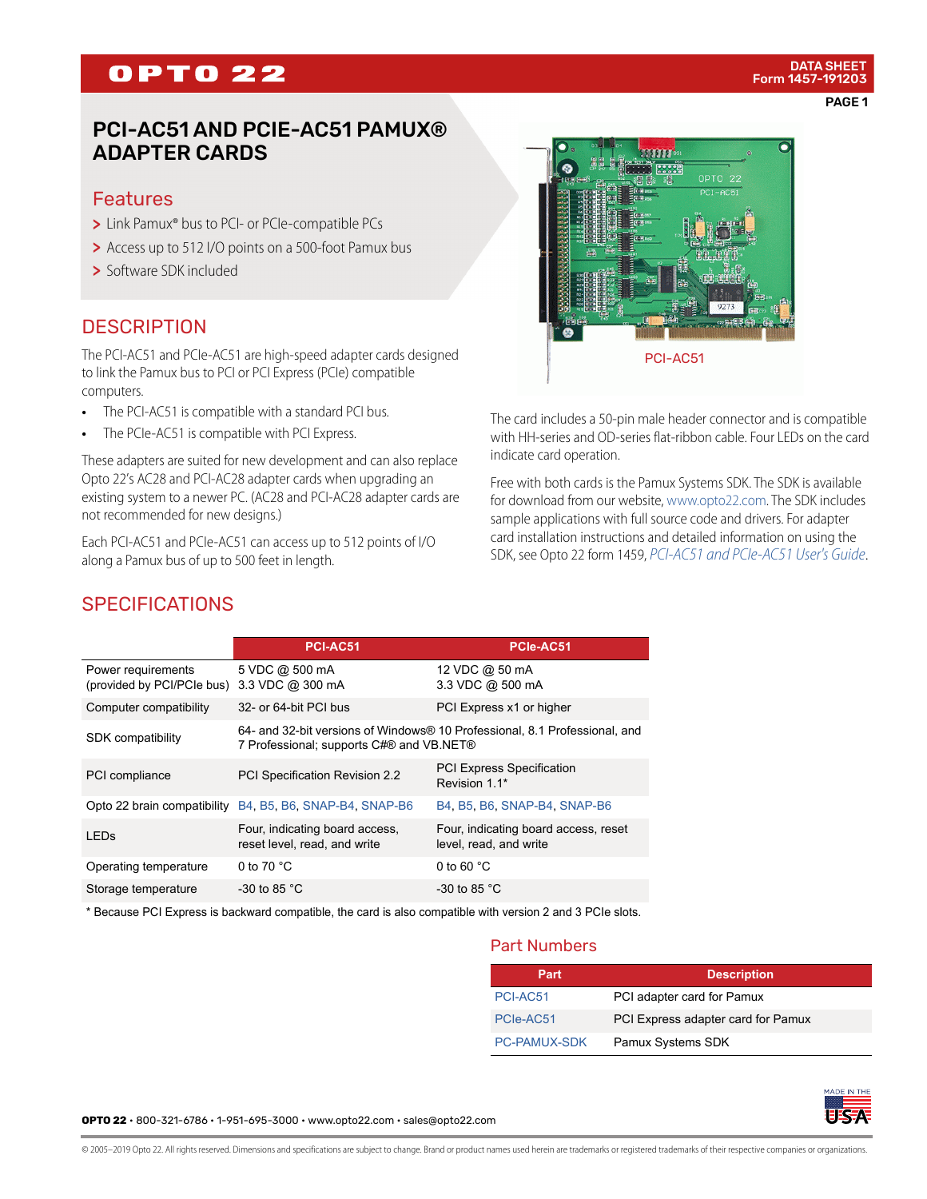# PCI-AC51 AND PCIE-AC51 PAMUX® ADAPTER CARDS

## Features

- Link Pamux® bus to PCI- or PCIe-compatible PCs
- Access up to 512 I/O points on a 500-foot Pamux bus
- Software SDK included

PCI-AC51

## DESCRIPTION

The PCI-AC51 and PCIe-AC51 are high-speed adapter cards designed to link the Pamux bus to PCI or PCI Express (PCIe) compatible computers.

- The PCI-AC51 is compatible with a standard PCI bus.
- The PCIe-AC51 is compatible with PCI Express.

These adapters are suited for new development and can also replace Opto 22's AC28 and PCI-AC28 adapter cards when upgrading an existing system to a newer PC. (AC28 and PCI-AC28 adapter cards are not recommended for new designs.)

Each PCI-AC51 and PCIe-AC51 can access up to 512 points of I/O along a Pamux bus of up to 500 feet in length.

The card includes a 50-pin male header connector and is compatible with HH-series and OD-series flat-ribbon cable. Four LEDs on the card indicate card operation.

Free with both cards is the Pamux Systems SDK. The SDK is available for download from our website, www.opto22.com. The SDK includes sample applications with full source code and drivers. For adapter card installation instructions and detailed information on using the SDK, see Opto 22 form 1459, *PCI-AC51 and PCIe-AC51 User's Guide*.

## SPECIFICATIONS

| | PCI-AC51 | PCIe-AC51 |
|---|---|---|
| Power requirements (provided by PCI/PCIe bus) | 5 VDC @ 500 mA<br>3.3 VDC @ 300 mA | 12 VDC @ 50 mA<br>3.3 VDC @ 500 mA |
| Computer compatibility | 32- or 64-bit PCI bus | PCI Express x1 or higher |
| SDK compatibility | 64- and 32-bit versions of Windows® 10 Professional, 8.1 Professional, and 7 Professional; supports C#® and VB.NET® | |
| PCI compliance | PCI Specification Revision 2.2 | PCI Express Specification Revision 1.1* |
| Opto 22 brain compatibility | B4, B5, B6, SNAP-B4, SNAP-B6 | B4, B5, B6, SNAP-B4, SNAP-B6 |
| LEDs | Four, indicating board access, reset level, read, and write | Four, indicating board access, reset level, read, and write |
| Operating temperature | 0 to 70 °C | 0 to 60 °C |
| Storage temperature | -30 to 85 °C | -30 to 85 °C |

\* Because PCI Express is backward compatible, the card is also compatible with version 2 and 3 PCIe slots.

### Part Numbers

| Part | Description |
|---|---|
| PCI-AC51 | PCI adapter card for Pamux |
| PCIe-AC51 | PCI Express adapter card for Pamux |
| PC-PAMUX-SDK | Pamux Systems SDK |

**OPTO 22** • 800-321-6786 • 1-951-695-3000 • www.opto22.com • sales@opto22.com

© 2005–2019 Opto 22. All rights reserved. Dimensions and specifications are subject to change. Brand or product names used herein are trademarks or registered trademarks of their respective companies or organizations.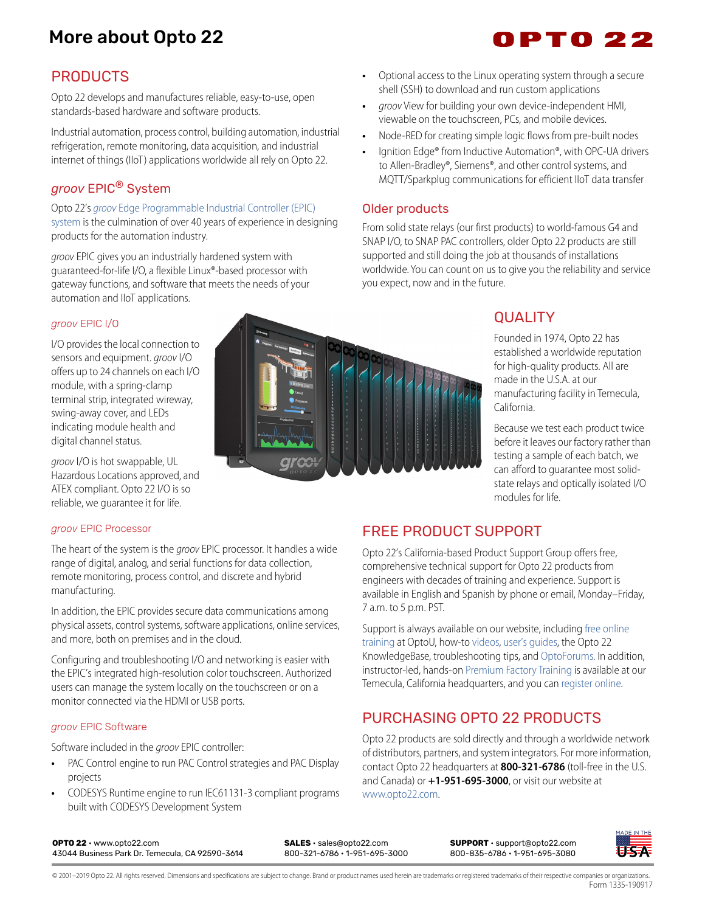# More about Opto 22

## PRODUCTS

Opto 22 develops and manufactures reliable, easy-to-use, open standards-based hardware and software products.

Industrial automation, process control, building automation, industrial refrigeration, remote monitoring, data acquisition, and industrial internet of things (IIoT) applications worldwide all rely on Opto 22.

### *groov* EPIC® System

Opto 22's *groov* Edge Programmable Industrial Controller (EPIC) system is the culmination of over 40 years of experience in designing products for the automation industry.

*groov* EPIC gives you an industrially hardened system with guaranteed-for-life I/O, a flexible Linux®-based processor with gateway functions, and software that meets the needs of your automation and IIoT applications.

#### *groov* EPIC I/O

I/O provides the local connection to sensors and equipment. *groov* I/O offers up to 24 channels on each I/O module, with a spring-clamp terminal strip, integrated wireway, swing-away cover, and LEDs indicating module health and digital channel status.

*groov* I/O is hot swappable, UL Hazardous Locations approved, and ATEX compliant. Opto 22 I/O is so reliable, we guarantee it for life.

#### *groov* EPIC Processor

The heart of the system is the *groov* EPIC processor. It handles a wide range of digital, analog, and serial functions for data collection, remote monitoring, process control, and discrete and hybrid manufacturing.

In addition, the EPIC provides secure data communications among physical assets, control systems, software applications, online services, and more, both on premises and in the cloud.

Configuring and troubleshooting I/O and networking is easier with the EPIC's integrated high-resolution color touchscreen. Authorized users can manage the system locally on the touchscreen or on a monitor connected via the HDMI or USB ports.

#### *groov* EPIC Software

Software included in the *groov* EPIC controller:

- PAC Control engine to run PAC Control strategies and PAC Display projects
- CODESYS Runtime engine to run IEC61131-3 compliant programs built with CODESYS Development System
- Optional access to the Linux operating system through a secure shell (SSH) to download and run custom applications
- *groov* View for building your own device-independent HMI, viewable on the touchscreen, PCs, and mobile devices.
- Node-RED for creating simple logic flows from pre-built nodes
- Ignition Edge® from Inductive Automation®, with OPC-UA drivers to Allen-Bradley®, Siemens®, and other control systems, and MQTT/Sparkplug communications for efficient IIoT data transfer

### Older products

From solid state relays (our first products) to world-famous G4 and SNAP I/O, to SNAP PAC controllers, older Opto 22 products are still supported and still doing the job at thousands of installations worldwide. You can count on us to give you the reliability and service you expect, now and in the future.

## QUALITY

Founded in 1974, Opto 22 has established a worldwide reputation for high-quality products. All are made in the U.S.A. at our manufacturing facility in Temecula, California.

Because we test each product twice before it leaves our factory rather than testing a sample of each batch, we can afford to guarantee most solid-state relays and optically isolated I/O modules for life.

## FREE PRODUCT SUPPORT

Opto 22's California-based Product Support Group offers free, comprehensive technical support for Opto 22 products from engineers with decades of training and experience. Support is available in English and Spanish by phone or email, Monday–Friday, 7 a.m. to 5 p.m. PST.

Support is always available on our website, including free online training at OptoU, how-to videos, user's guides, the Opto 22 KnowledgeBase, troubleshooting tips, and OptoForums. In addition, instructor-led, hands-on Premium Factory Training is available at our Temecula, California headquarters, and you can register online.

## PURCHASING OPTO 22 PRODUCTS

Opto 22 products are sold directly and through a worldwide network of distributors, partners, and system integrators. For more information, contact Opto 22 headquarters at **800-321-6786** (toll-free in the U.S. and Canada) or **+1-951-695-3000**, or visit our website at www.opto22.com.

**OPTO 22** · www.opto22.com
43044 Business Park Dr. Temecula, CA 92590-3614

**SALES** · sales@opto22.com
800-321-6786 · 1-951-695-3000

**SUPPORT** · support@opto22.com
800-835-6786 · 1-951-695-3080

MADE IN THE USA

© 2001–2019 Opto 22. All rights reserved. Dimensions and specifications are subject to change. Brand or product names used herein are trademarks or registered trademarks of their respective companies or organizations.
Form 1335-190917